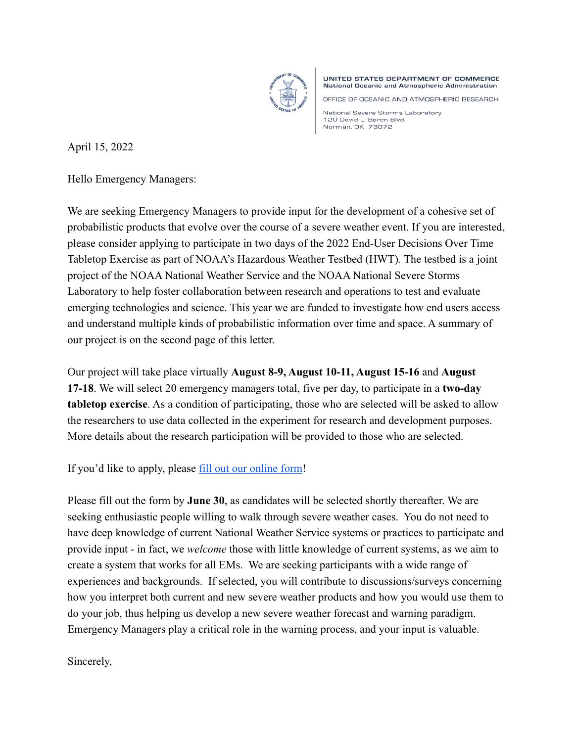UNITED STATES DEPARTMENT OF COMMERCE
National Oceanic and Atmospheric Administration

OFFICE OF OCEANIC AND ATMOSPHERIC RESEARCH

National Severe Storms Laboratory
120 David L. Boren Blvd.
Norman, OK 73072

April 15, 2022

Hello Emergency Managers:

We are seeking Emergency Managers to provide input for the development of a cohesive set of probabilistic products that evolve over the course of a severe weather event. If you are interested, please consider applying to participate in two days of the 2022 End-User Decisions Over Time Tabletop Exercise as part of NOAA's Hazardous Weather Testbed (HWT). The testbed is a joint project of the NOAA National Weather Service and the NOAA National Severe Storms Laboratory to help foster collaboration between research and operations to test and evaluate emerging technologies and science. This year we are funded to investigate how end users access and understand multiple kinds of probabilistic information over time and space. A summary of our project is on the second page of this letter.

Our project will take place virtually **August 8-9, August 10-11, August 15-16** and **August 17-18**. We will select 20 emergency managers total, five per day, to participate in a **two-day tabletop exercise**. As a condition of participating, those who are selected will be asked to allow the researchers to use data collected in the experiment for research and development purposes. More details about the research participation will be provided to those who are selected.

If you'd like to apply, please fill out our online form!

Please fill out the form by **June 30**, as candidates will be selected shortly thereafter. We are seeking enthusiastic people willing to walk through severe weather cases. You do not need to have deep knowledge of current National Weather Service systems or practices to participate and provide input - in fact, we *welcome* those with little knowledge of current systems, as we aim to create a system that works for all EMs. We are seeking participants with a wide range of experiences and backgrounds. If selected, you will contribute to discussions/surveys concerning how you interpret both current and new severe weather products and how you would use them to do your job, thus helping us develop a new severe weather forecast and warning paradigm. Emergency Managers play a critical role in the warning process, and your input is valuable.

Sincerely,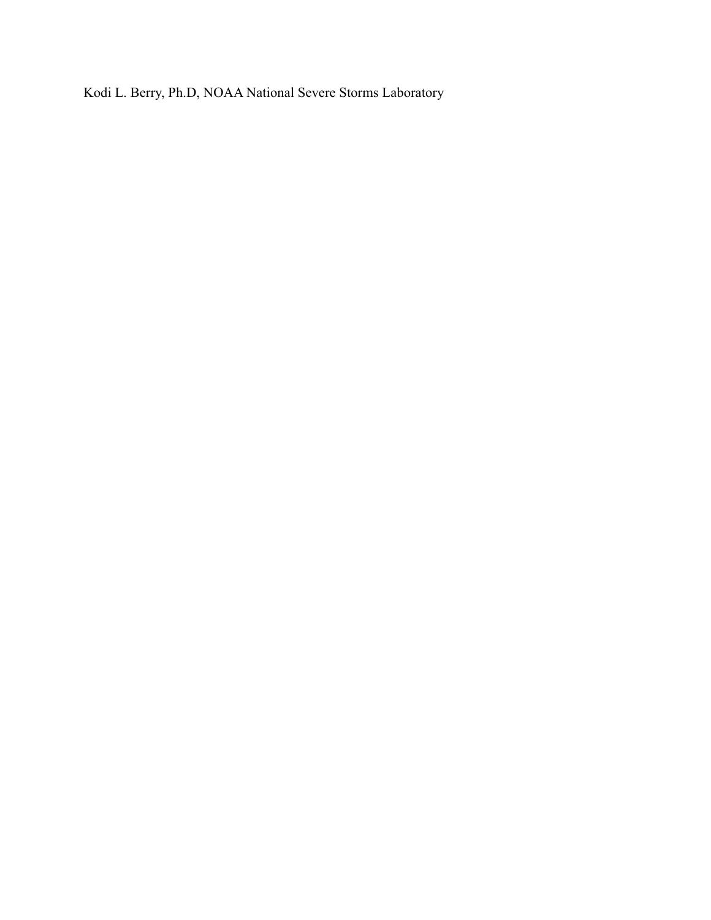Kodi L. Berry, Ph.D, NOAA National Severe Storms Laboratory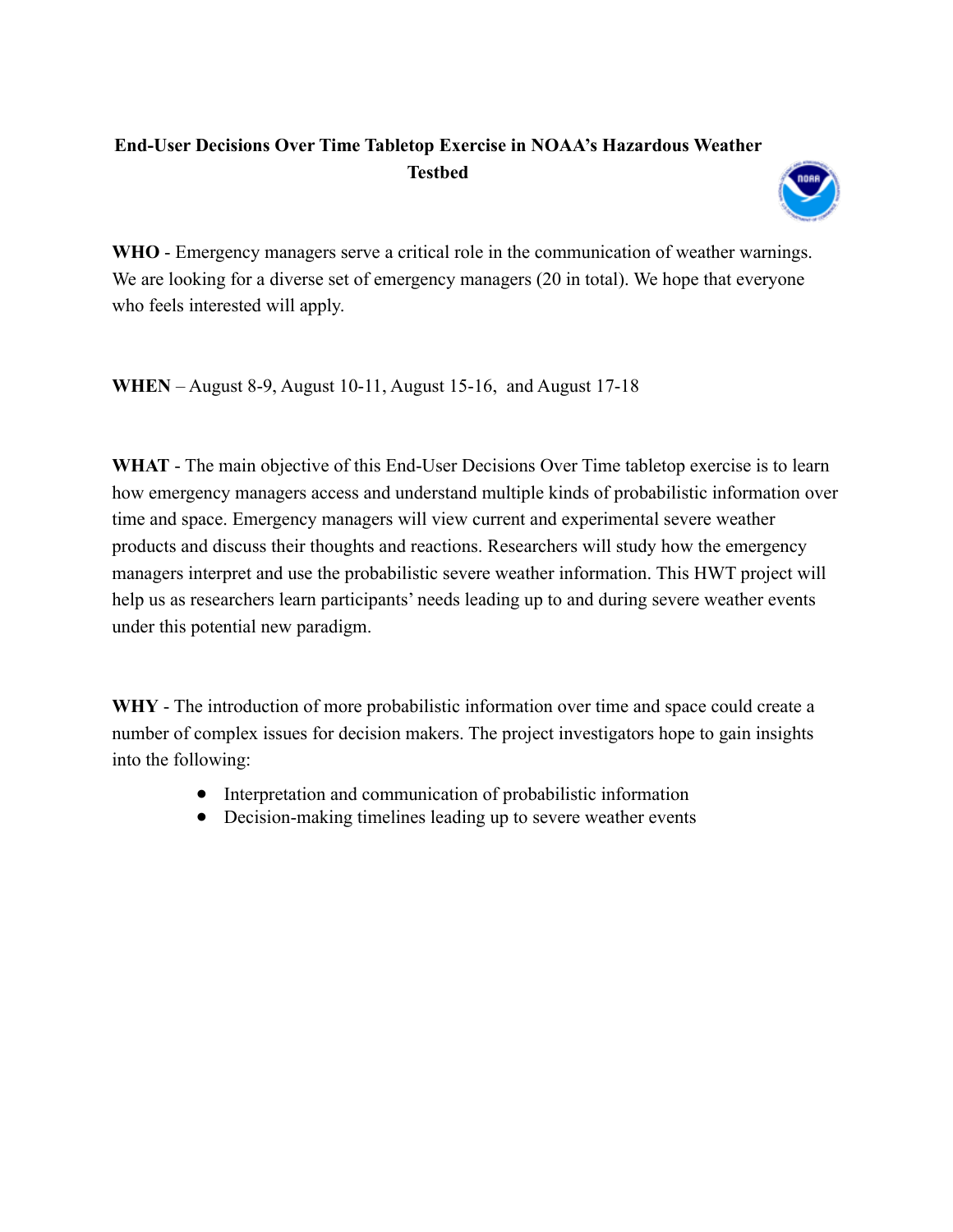**End-User Decisions Over Time Tabletop Exercise in NOAA's Hazardous Weather Testbed**

**WHO** - Emergency managers serve a critical role in the communication of weather warnings. We are looking for a diverse set of emergency managers (20 in total). We hope that everyone who feels interested will apply.

**WHEN** – August 8-9, August 10-11, August 15-16, and August 17-18

**WHAT** - The main objective of this End-User Decisions Over Time tabletop exercise is to learn how emergency managers access and understand multiple kinds of probabilistic information over time and space. Emergency managers will view current and experimental severe weather products and discuss their thoughts and reactions. Researchers will study how the emergency managers interpret and use the probabilistic severe weather information. This HWT project will help us as researchers learn participants' needs leading up to and during severe weather events under this potential new paradigm.

**WHY** - The introduction of more probabilistic information over time and space could create a number of complex issues for decision makers. The project investigators hope to gain insights into the following:

- Interpretation and communication of probabilistic information
- Decision-making timelines leading up to severe weather events